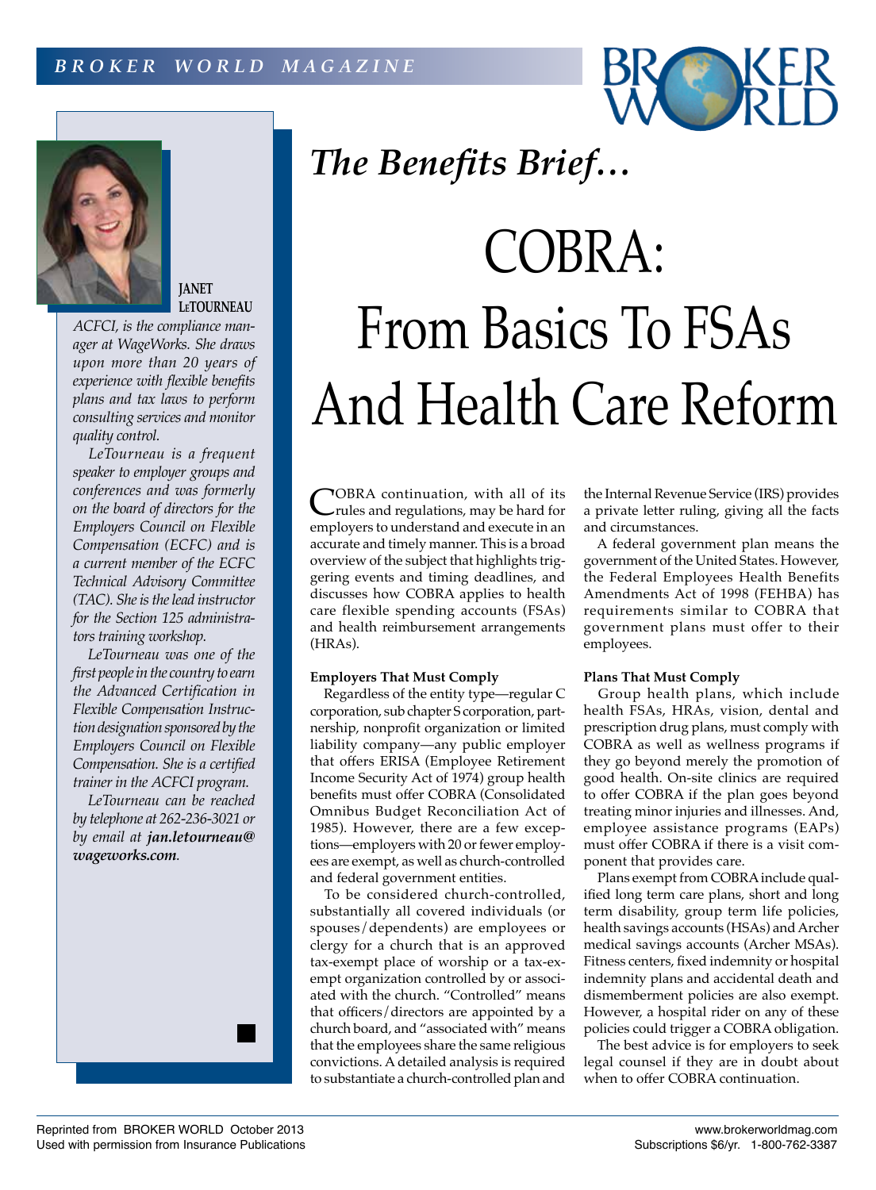# The Benefits Brief…

# COBRA: From Basics To FSAs And Health Care Reform

**JANET LeTOURNEAU**

*ACFCI, is the compliance manager at WageWorks. She draws upon more than 20 years of experience with flexible benefits plans and tax laws to perform consulting services and monitor quality control.*

*LeTourneau is a frequent speaker to employer groups and conferences and was formerly on the board of directors for the Employers Council on Flexible Compensation (ECFC) and is a current member of the ECFC Technical Advisory Committee (TAC). She is the lead instructor for the Section 125 administrators training workshop.*

*LeTourneau was one of the first people in the country to earn the Advanced Certification in Flexible Compensation Instruction designation sponsored by the Employers Council on Flexible Compensation. She is a certified trainer in the ACFCI program.*

*LeTourneau can be reached by telephone at 262-236-3021 or by email at **jan.letourneau@wageworks.com**.*

COBRA continuation, with all of its rules and regulations, may be hard for employers to understand and execute in an accurate and timely manner. This is a broad overview of the subject that highlights triggering events and timing deadlines, and discusses how COBRA applies to health care flexible spending accounts (FSAs) and health reimbursement arrangements (HRAs).

**Employers That Must Comply**

Regardless of the entity type—regular C corporation, sub chapter S corporation, partnership, nonprofit organization or limited liability company—any public employer that offers ERISA (Employee Retirement Income Security Act of 1974) group health benefits must offer COBRA (Consolidated Omnibus Budget Reconciliation Act of 1985). However, there are a few exceptions—employers with 20 or fewer employees are exempt, as well as church-controlled and federal government entities.

To be considered church-controlled, substantially all covered individuals (or spouses/dependents) are employees or clergy for a church that is an approved tax-exempt place of worship or a tax-exempt organization controlled by or associated with the church. "Controlled" means that officers/directors are appointed by a church board, and "associated with" means that the employees share the same religious convictions. A detailed analysis is required to substantiate a church-controlled plan and the Internal Revenue Service (IRS) provides a private letter ruling, giving all the facts and circumstances.

A federal government plan means the government of the United States. However, the Federal Employees Health Benefits Amendments Act of 1998 (FEHBA) has requirements similar to COBRA that government plans must offer to their employees.

**Plans That Must Comply**

Group health plans, which include health FSAs, HRAs, vision, dental and prescription drug plans, must comply with COBRA as well as wellness programs if they go beyond merely the promotion of good health. On-site clinics are required to offer COBRA if the plan goes beyond treating minor injuries and illnesses. And, employee assistance programs (EAPs) must offer COBRA if there is a visit component that provides care.

Plans exempt from COBRA include qualified long term care plans, short and long term disability, group term life policies, health savings accounts (HSAs) and Archer medical savings accounts (Archer MSAs). Fitness centers, fixed indemnity or hospital indemnity plans and accidental death and dismemberment policies are also exempt. However, a hospital rider on any of these policies could trigger a COBRA obligation.

The best advice is for employers to seek legal counsel if they are in doubt about when to offer COBRA continuation.

Reprinted from BROKER WORLD October 2013
Used with permission from Insurance Publications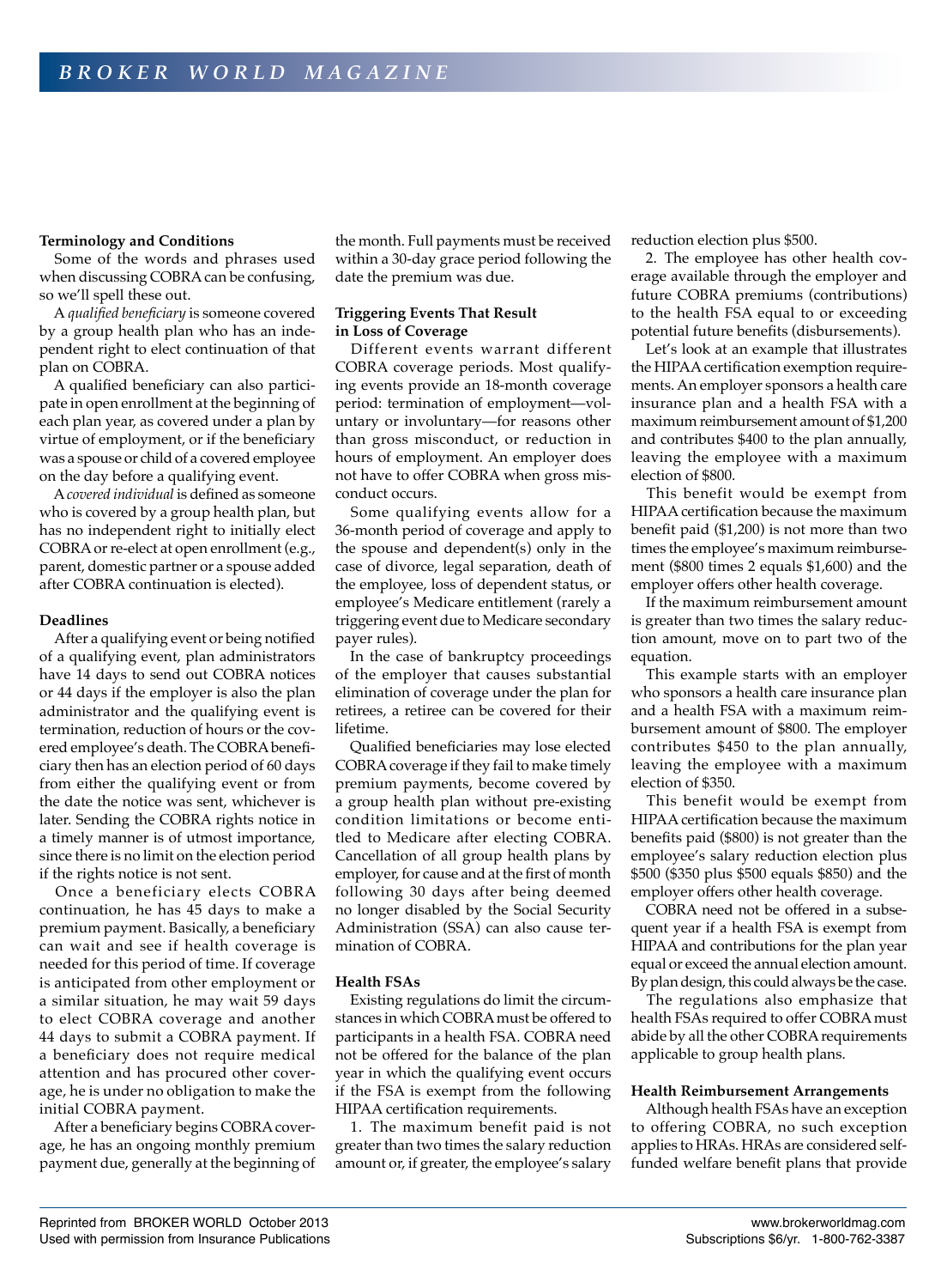### Terminology and Conditions

Some of the words and phrases used when discussing COBRA can be confusing, so we'll spell these out.

A *qualified beneficiary* is someone covered by a group health plan who has an independent right to elect continuation of that plan on COBRA.

A qualified beneficiary can also participate in open enrollment at the beginning of each plan year, as covered under a plan by virtue of employment, or if the beneficiary was a spouse or child of a covered employee on the day before a qualifying event.

A *covered individual* is defined as someone who is covered by a group health plan, but has no independent right to initially elect COBRA or re-elect at open enrollment (e.g., parent, domestic partner or a spouse added after COBRA continuation is elected).

### Deadlines

After a qualifying event or being notified of a qualifying event, plan administrators have 14 days to send out COBRA notices or 44 days if the employer is also the plan administrator and the qualifying event is termination, reduction of hours or the covered employee's death. The COBRA beneficiary then has an election period of 60 days from either the qualifying event or from the date the notice was sent, whichever is later. Sending the COBRA rights notice in a timely manner is of utmost importance, since there is no limit on the election period if the rights notice is not sent.

Once a beneficiary elects COBRA continuation, he has 45 days to make a premium payment. Basically, a beneficiary can wait and see if health coverage is needed for this period of time. If coverage is anticipated from other employment or a similar situation, he may wait 59 days to elect COBRA coverage and another 44 days to submit a COBRA payment. If a beneficiary does not require medical attention and has procured other coverage, he is under no obligation to make the initial COBRA payment.

After a beneficiary begins COBRA coverage, he has an ongoing monthly premium payment due, generally at the beginning of the month. Full payments must be received within a 30-day grace period following the date the premium was due.

### Triggering Events That Result in Loss of Coverage

Different events warrant different COBRA coverage periods. Most qualifying events provide an 18-month coverage period: termination of employment—voluntary or involuntary—for reasons other than gross misconduct, or reduction in hours of employment. An employer does not have to offer COBRA when gross misconduct occurs.

Some qualifying events allow for a 36-month period of coverage and apply to the spouse and dependent(s) only in the case of divorce, legal separation, death of the employee, loss of dependent status, or employee's Medicare entitlement (rarely a triggering event due to Medicare secondary payer rules).

In the case of bankruptcy proceedings of the employer that causes substantial elimination of coverage under the plan for retirees, a retiree can be covered for their lifetime.

Qualified beneficiaries may lose elected COBRA coverage if they fail to make timely premium payments, become covered by a group health plan without pre-existing condition limitations or become entitled to Medicare after electing COBRA. Cancellation of all group health plans by employer, for cause and at the first of month following 30 days after being deemed no longer disabled by the Social Security Administration (SSA) can also cause termination of COBRA.

### Health FSAs

Existing regulations do limit the circumstances in which COBRA must be offered to participants in a health FSA. COBRA need not be offered for the balance of the plan year in which the qualifying event occurs if the FSA is exempt from the following HIPAA certification requirements.

1. The maximum benefit paid is not greater than two times the salary reduction amount or, if greater, the employee's salary reduction election plus $500.

2. The employee has other health coverage available through the employer and future COBRA premiums (contributions) to the health FSA equal to or exceeding potential future benefits (disbursements).

Let's look at an example that illustrates the HIPAA certification exemption requirements. An employer sponsors a health care insurance plan and a health FSA with a maximum reimbursement amount of $1,200 and contributes $400 to the plan annually, leaving the employee with a maximum election of $800.

This benefit would be exempt from HIPAA certification because the maximum benefit paid ($1,200) is not more than two times the employee's maximum reimbursement ($800 times 2 equals $1,600) and the employer offers other health coverage.

If the maximum reimbursement amount is greater than two times the salary reduction amount, move on to part two of the equation.

This example starts with an employer who sponsors a health care insurance plan and a health FSA with a maximum reimbursement amount of $800. The employer contributes $450 to the plan annually, leaving the employee with a maximum election of $350.

This benefit would be exempt from HIPAA certification because the maximum benefits paid ($800) is not greater than the employee's salary reduction election plus $500 ($350 plus $500 equals $850) and the employer offers other health coverage.

COBRA need not be offered in a subsequent year if a health FSA is exempt from HIPAA and contributions for the plan year equal or exceed the annual election amount. By plan design, this could always be the case.

The regulations also emphasize that health FSAs required to offer COBRA must abide by all the other COBRA requirements applicable to group health plans.

### Health Reimbursement Arrangements

Although health FSAs have an exception to offering COBRA, no such exception applies to HRAs. HRAs are considered self-funded welfare benefit plans that provide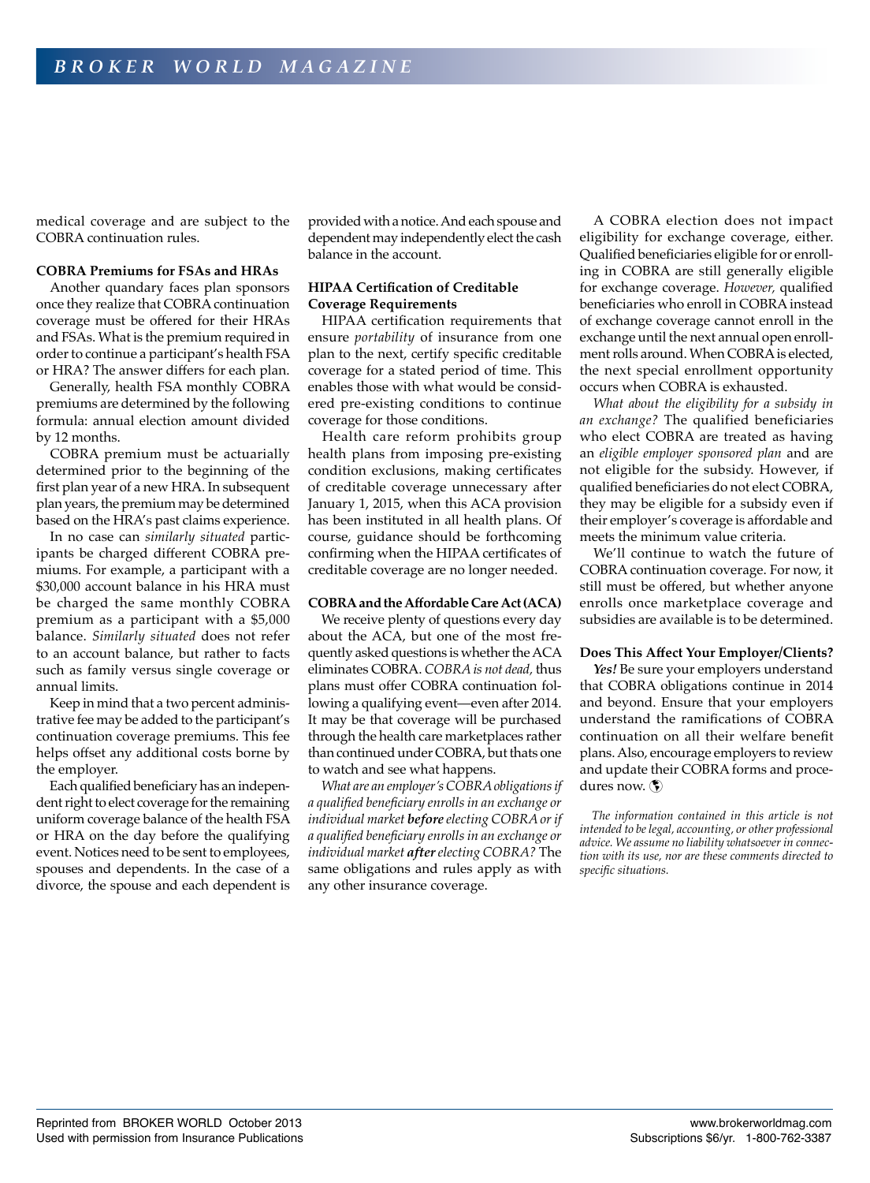medical coverage and are subject to the COBRA continuation rules.

**COBRA Premiums for FSAs and HRAs**

Another quandary faces plan sponsors once they realize that COBRA continuation coverage must be offered for their HRAs and FSAs. What is the premium required in order to continue a participant's health FSA or HRA? The answer differs for each plan.

Generally, health FSA monthly COBRA premiums are determined by the following formula: annual election amount divided by 12 months.

COBRA premium must be actuarially determined prior to the beginning of the first plan year of a new HRA. In subsequent plan years, the premium may be determined based on the HRA's past claims experience.

In no case can *similarly situated* participants be charged different COBRA premiums. For example, a participant with a $30,000 account balance in his HRA must be charged the same monthly COBRA premium as a participant with a $5,000 balance. *Similarly situated* does not refer to an account balance, but rather to facts such as family versus single coverage or annual limits.

Keep in mind that a two percent administrative fee may be added to the participant's continuation coverage premiums. This fee helps offset any additional costs borne by the employer.

Each qualified beneficiary has an independent right to elect coverage for the remaining uniform coverage balance of the health FSA or HRA on the day before the qualifying event. Notices need to be sent to employees, spouses and dependents. In the case of a divorce, the spouse and each dependent is provided with a notice. And each spouse and dependent may independently elect the cash balance in the account.

**HIPAA Certification of Creditable Coverage Requirements**

HIPAA certification requirements that ensure *portability* of insurance from one plan to the next, certify specific creditable coverage for a stated period of time. This enables those with what would be considered pre-existing conditions to continue coverage for those conditions.

Health care reform prohibits group health plans from imposing pre-existing condition exclusions, making certificates of creditable coverage unnecessary after January 1, 2015, when this ACA provision has been instituted in all health plans. Of course, guidance should be forthcoming confirming when the HIPAA certificates of creditable coverage are no longer needed.

**COBRA and the Affordable Care Act (ACA)**

We receive plenty of questions every day about the ACA, but one of the most frequently asked questions is whether the ACA eliminates COBRA. *COBRA is not dead,* thus plans must offer COBRA continuation following a qualifying event—even after 2014. It may be that coverage will be purchased through the health care marketplaces rather than continued under COBRA, but thats one to watch and see what happens.

*What are an employer's COBRA obligations if a qualified beneficiary enrolls in an exchange or individual market **before** electing COBRA or if a qualified beneficiary enrolls in an exchange or individual market **after** electing COBRA?* The same obligations and rules apply as with any other insurance coverage.

A COBRA election does not impact eligibility for exchange coverage, either. Qualified beneficiaries eligible for or enrolling in COBRA are still generally eligible for exchange coverage. *However,* qualified beneficiaries who enroll in COBRA instead of exchange coverage cannot enroll in the exchange until the next annual open enrollment rolls around. When COBRA is elected, the next special enrollment opportunity occurs when COBRA is exhausted.

*What about the eligibility for a subsidy in an exchange?* The qualified beneficiaries who elect COBRA are treated as having an *eligible employer sponsored plan* and are not eligible for the subsidy. However, if qualified beneficiaries do not elect COBRA, they may be eligible for a subsidy even if their employer's coverage is affordable and meets the minimum value criteria.

We'll continue to watch the future of COBRA continuation coverage. For now, it still must be offered, but whether anyone enrolls once marketplace coverage and subsidies are available is to be determined.

**Does This Affect Your Employer/Clients?**

***Yes!*** Be sure your employers understand that COBRA obligations continue in 2014 and beyond. Ensure that your employers understand the ramifications of COBRA continuation on all their welfare benefit plans. Also, encourage employers to review and update their COBRA forms and procedures now.

*The information contained in this article is not intended to be legal, accounting, or other professional advice. We assume no liability whatsoever in connection with its use, nor are these comments directed to specific situations.*